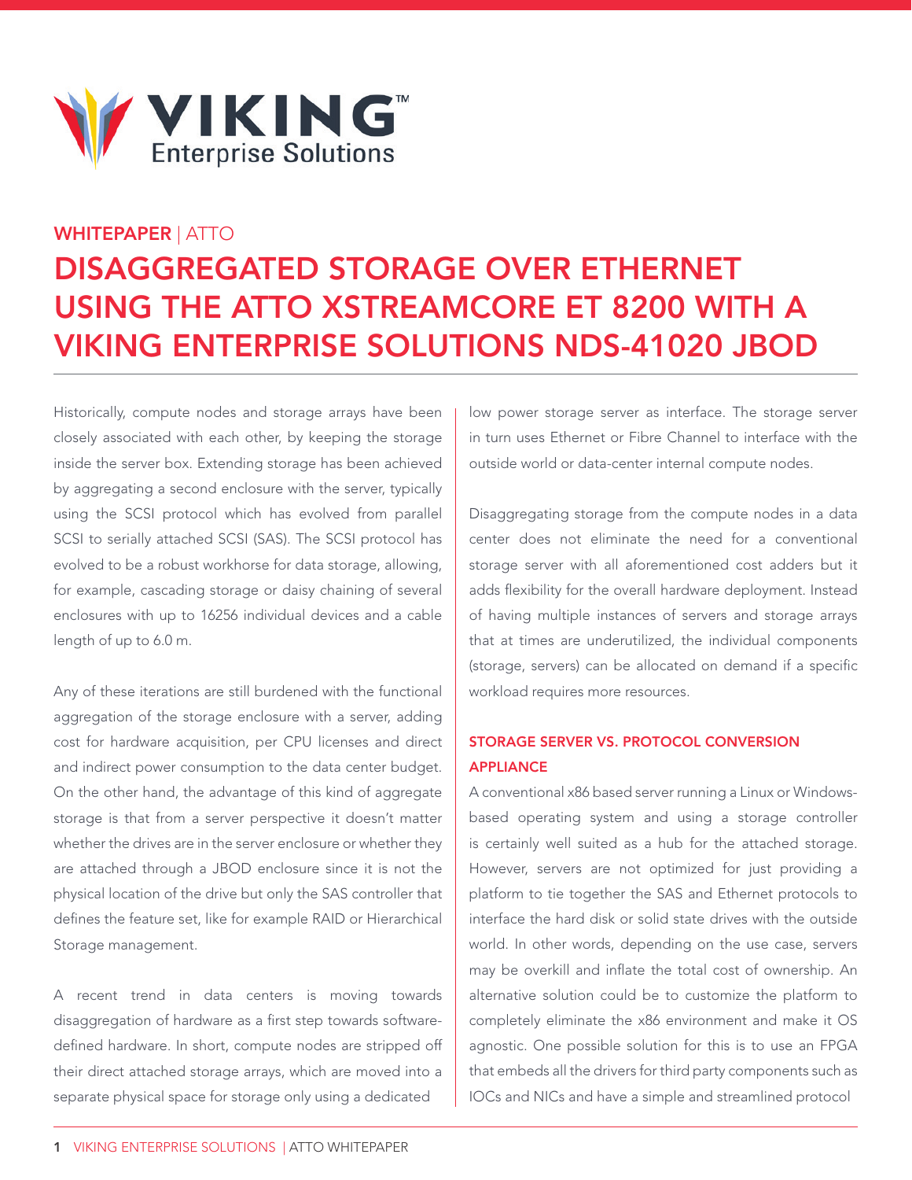Viking Enterprise Solutions

WHITEPAPER | ATTO

# DISAGGREGATED STORAGE OVER ETHERNET USING THE ATTO XSTREAMCORE ET 8200 WITH A VIKING ENTERPRISE SOLUTIONS NDS-41020 JBOD

Historically, compute nodes and storage arrays have been closely associated with each other, by keeping the storage inside the server box. Extending storage has been achieved by aggregating a second enclosure with the server, typically using the SCSI protocol which has evolved from parallel SCSI to serially attached SCSI (SAS). The SCSI protocol has evolved to be a robust workhorse for data storage, allowing, for example, cascading storage or daisy chaining of several enclosures with up to 16256 individual devices and a cable length of up to 6.0 m.

Any of these iterations are still burdened with the functional aggregation of the storage enclosure with a server, adding cost for hardware acquisition, per CPU licenses and direct and indirect power consumption to the data center budget. On the other hand, the advantage of this kind of aggregate storage is that from a server perspective it doesn't matter whether the drives are in the server enclosure or whether they are attached through a JBOD enclosure since it is not the physical location of the drive but only the SAS controller that defines the feature set, like for example RAID or Hierarchical Storage management.

A recent trend in data centers is moving towards disaggregation of hardware as a first step towards software-defined hardware. In short, compute nodes are stripped off their direct attached storage arrays, which are moved into a separate physical space for storage only using a dedicated low power storage server as interface. The storage server in turn uses Ethernet or Fibre Channel to interface with the outside world or data-center internal compute nodes.

Disaggregating storage from the compute nodes in a data center does not eliminate the need for a conventional storage server with all aforementioned cost adders but it adds flexibility for the overall hardware deployment. Instead of having multiple instances of servers and storage arrays that at times are underutilized, the individual components (storage, servers) can be allocated on demand if a specific workload requires more resources.

## STORAGE SERVER VS. PROTOCOL CONVERSION APPLIANCE

A conventional x86 based server running a Linux or Windows-based operating system and using a storage controller is certainly well suited as a hub for the attached storage. However, servers are not optimized for just providing a platform to tie together the SAS and Ethernet protocols to interface the hard disk or solid state drives with the outside world. In other words, depending on the use case, servers may be overkill and inflate the total cost of ownership. An alternative solution could be to customize the platform to completely eliminate the x86 environment and make it OS agnostic. One possible solution for this is to use an FPGA that embeds all the drivers for third party components such as IOCs and NICs and have a simple and streamlined protocol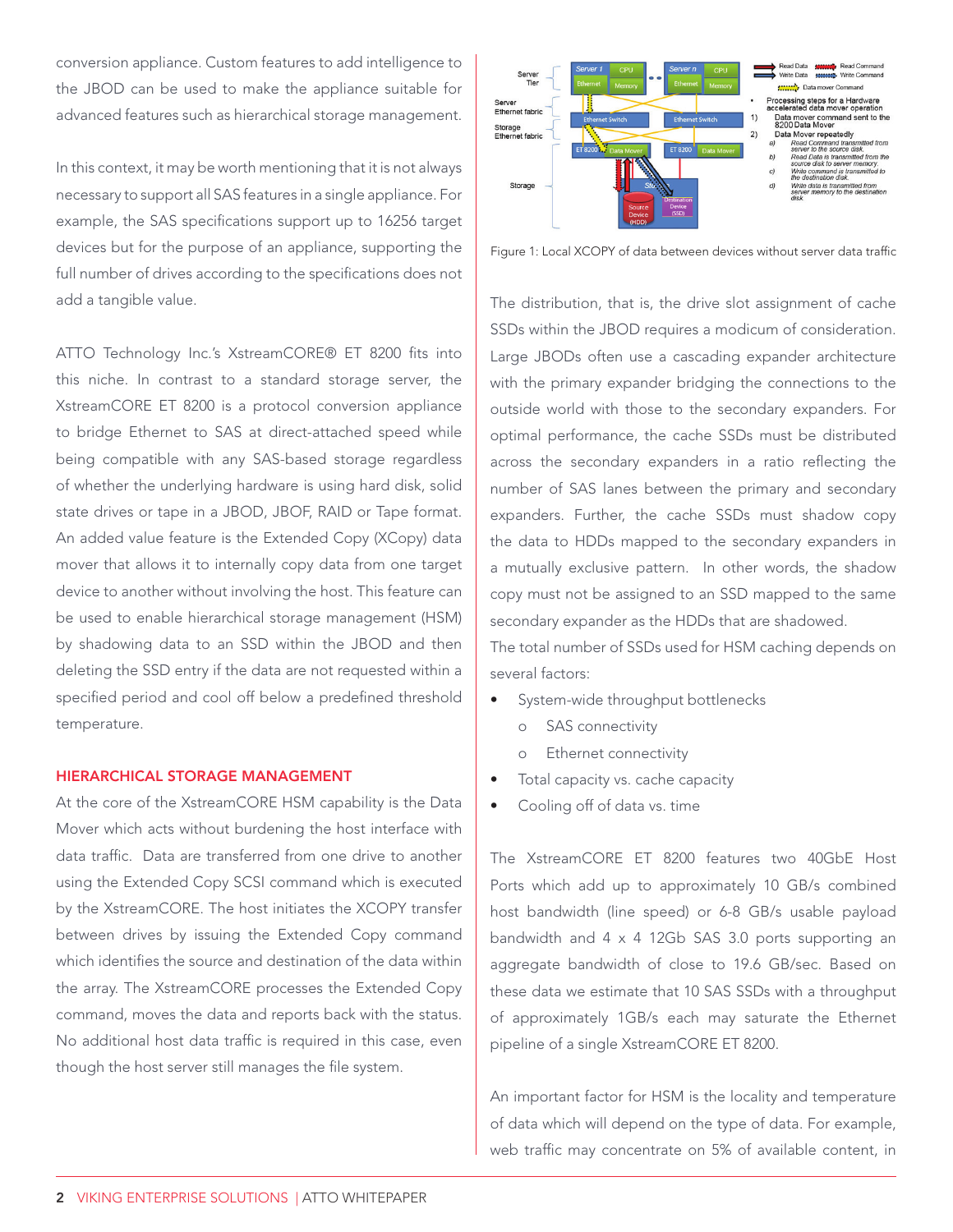conversion appliance. Custom features to add intelligence to the JBOD can be used to make the appliance suitable for advanced features such as hierarchical storage management.

In this context, it may be worth mentioning that it is not always necessary to support all SAS features in a single appliance. For example, the SAS specifications support up to 16256 target devices but for the purpose of an appliance, supporting the full number of drives according to the specifications does not add a tangible value.

ATTO Technology Inc.'s XstreamCORE® ET 8200 fits into this niche. In contrast to a standard storage server, the XstreamCORE ET 8200 is a protocol conversion appliance to bridge Ethernet to SAS at direct-attached speed while being compatible with any SAS-based storage regardless of whether the underlying hardware is using hard disk, solid state drives or tape in a JBOD, JBOF, RAID or Tape format. An added value feature is the Extended Copy (XCopy) data mover that allows it to internally copy data from one target device to another without involving the host. This feature can be used to enable hierarchical storage management (HSM) by shadowing data to an SSD within the JBOD and then deleting the SSD entry if the data are not requested within a specified period and cool off below a predefined threshold temperature.

## HIERARCHICAL STORAGE MANAGEMENT

At the core of the XstreamCORE HSM capability is the Data Mover which acts without burdening the host interface with data traffic. Data are transferred from one drive to another using the Extended Copy SCSI command which is executed by the XstreamCORE. The host initiates the XCOPY transfer between drives by issuing the Extended Copy command which identifies the source and destination of the data within the array. The XstreamCORE processes the Extended Copy command, moves the data and reports back with the status. No additional host data traffic is required in this case, even though the host server still manages the file system.

Figure 1: Local XCOPY of data between devices without server data traffic

The distribution, that is, the drive slot assignment of cache SSDs within the JBOD requires a modicum of consideration. Large JBODs often use a cascading expander architecture with the primary expander bridging the connections to the outside world with those to the secondary expanders. For optimal performance, the cache SSDs must be distributed across the secondary expanders in a ratio reflecting the number of SAS lanes between the primary and secondary expanders. Further, the cache SSDs must shadow copy the data to HDDs mapped to the secondary expanders in a mutually exclusive pattern. In other words, the shadow copy must not be assigned to an SSD mapped to the same secondary expander as the HDDs that are shadowed.

The total number of SSDs used for HSM caching depends on several factors:

- System-wide throughput bottlenecks
  - SAS connectivity
  - Ethernet connectivity
- Total capacity vs. cache capacity
- Cooling off of data vs. time

The XstreamCORE ET 8200 features two 40GbE Host Ports which add up to approximately 10 GB/s combined host bandwidth (line speed) or 6-8 GB/s usable payload bandwidth and 4 x 4 12Gb SAS 3.0 ports supporting an aggregate bandwidth of close to 19.6 GB/sec. Based on these data we estimate that 10 SAS SSDs with a throughput of approximately 1GB/s each may saturate the Ethernet pipeline of a single XstreamCORE ET 8200.

An important factor for HSM is the locality and temperature of data which will depend on the type of data. For example, web traffic may concentrate on 5% of available content, in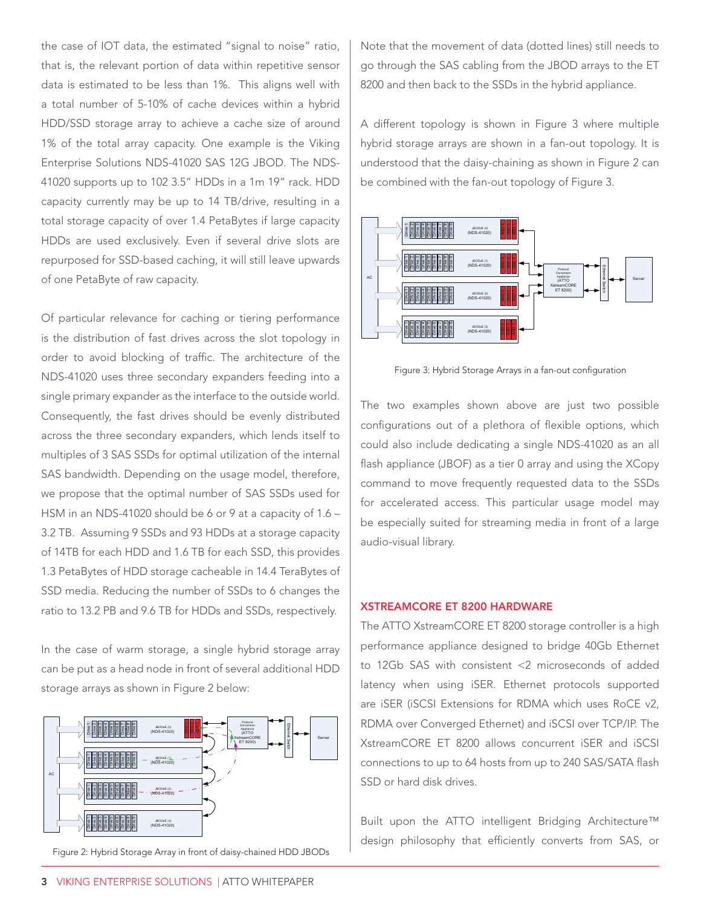the case of IOT data, the estimated "signal to noise" ratio, that is, the relevant portion of data within repetitive sensor data is estimated to be less than 1%. This aligns well with a total number of 5-10% of cache devices within a hybrid HDD/SSD storage array to achieve a cache size of around 1% of the total array capacity. One example is the Viking Enterprise Solutions NDS-41020 SAS 12G JBOD. The NDS-41020 supports up to 102 3.5" HDDs in a 1m 19" rack. HDD capacity currently may be up to 14 TB/drive, resulting in a total storage capacity of over 1.4 PetaBytes if large capacity HDDs are used exclusively. Even if several drive slots are repurposed for SSD-based caching, it will still leave upwards of one PetaByte of raw capacity.

Of particular relevance for caching or tiering performance is the distribution of fast drives across the slot topology in order to avoid blocking of traffic. The architecture of the NDS-41020 uses three secondary expanders feeding into a single primary expander as the interface to the outside world. Consequently, the fast drives should be evenly distributed across the three secondary expanders, which lends itself to multiples of 3 SAS SSDs for optimal utilization of the internal SAS bandwidth. Depending on the usage model, therefore, we propose that the optimal number of SAS SSDs used for HSM in an NDS-41020 should be 6 or 9 at a capacity of 1.6 – 3.2 TB. Assuming 9 SSDs and 93 HDDs at a storage capacity of 14TB for each HDD and 1.6 TB for each SSD, this provides 1.3 PetaBytes of HDD storage cacheable in 14.4 TeraBytes of SSD media. Reducing the number of SSDs to 6 changes the ratio to 13.2 PB and 9.6 TB for HDDs and SSDs, respectively.

In the case of warm storage, a single hybrid storage array can be put as a head node in front of several additional HDD storage arrays as shown in Figure 2 below:

Figure 2: Hybrid Storage Array in front of daisy-chained HDD JBODs

Note that the movement of data (dotted lines) still needs to go through the SAS cabling from the JBOD arrays to the ET 8200 and then back to the SSDs in the hybrid appliance.

A different topology is shown in Figure 3 where multiple hybrid storage arrays are shown in a fan-out topology. It is understood that the daisy-chaining as shown in Figure 2 can be combined with the fan-out topology of Figure 3.

Figure 3: Hybrid Storage Arrays in a fan-out configuration

The two examples shown above are just two possible configurations out of a plethora of flexible options, which could also include dedicating a single NDS-41020 as an all flash appliance (JBOF) as a tier 0 array and using the XCopy command to move frequently requested data to the SSDs for accelerated access. This particular usage model may be especially suited for streaming media in front of a large audio-visual library.

## XSTREAMCORE ET 8200 HARDWARE

The ATTO XstreamCORE ET 8200 storage controller is a high performance appliance designed to bridge 40Gb Ethernet to 12Gb SAS with consistent <2 microseconds of added latency when using iSER. Ethernet protocols supported are iSER (iSCSI Extensions for RDMA which uses RoCE v2, RDMA over Converged Ethernet) and iSCSI over TCP/IP. The XstreamCORE ET 8200 allows concurrent iSER and iSCSI connections to up to 64 hosts from up to 240 SAS/SATA flash SSD or hard disk drives.

Built upon the ATTO intelligent Bridging Architecture™ design philosophy that efficiently converts from SAS, or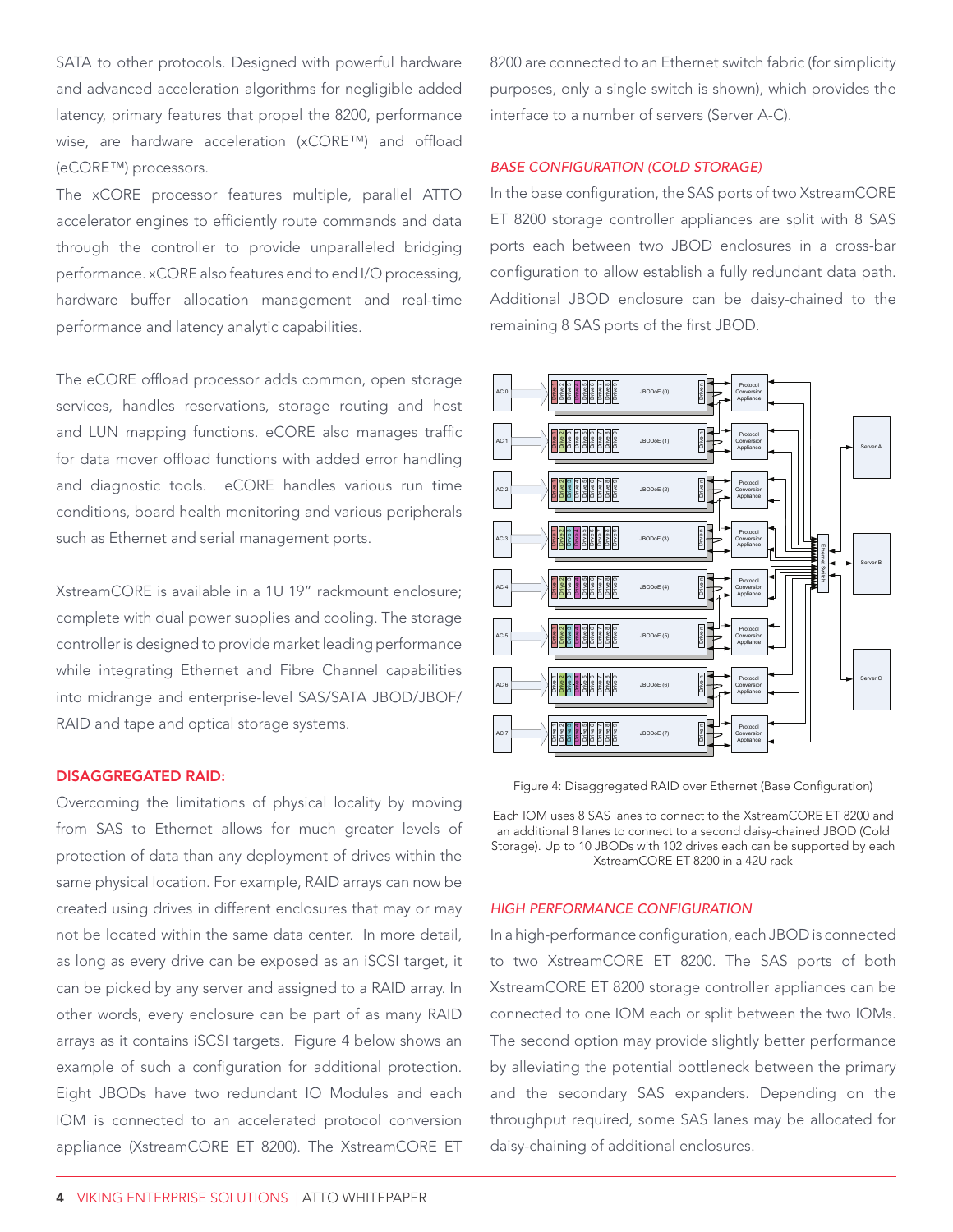SATA to other protocols. Designed with powerful hardware and advanced acceleration algorithms for negligible added latency, primary features that propel the 8200, performance wise, are hardware acceleration (xCORE™) and offload (eCORE™) processors.

The xCORE processor features multiple, parallel ATTO accelerator engines to efficiently route commands and data through the controller to provide unparalleled bridging performance. xCORE also features end to end I/O processing, hardware buffer allocation management and real-time performance and latency analytic capabilities.

The eCORE offload processor adds common, open storage services, handles reservations, storage routing and host and LUN mapping functions. eCORE also manages traffic for data mover offload functions with added error handling and diagnostic tools. eCORE handles various run time conditions, board health monitoring and various peripherals such as Ethernet and serial management ports.

XstreamCORE is available in a 1U 19" rackmount enclosure; complete with dual power supplies and cooling. The storage controller is designed to provide market leading performance while integrating Ethernet and Fibre Channel capabilities into midrange and enterprise-level SAS/SATA JBOD/JBOF/RAID and tape and optical storage systems.

## DISAGGREGATED RAID:

Overcoming the limitations of physical locality by moving from SAS to Ethernet allows for much greater levels of protection of data than any deployment of drives within the same physical location. For example, RAID arrays can now be created using drives in different enclosures that may or may not be located within the same data center. In more detail, as long as every drive can be exposed as an iSCSI target, it can be picked by any server and assigned to a RAID array. In other words, every enclosure can be part of as many RAID arrays as it contains iSCSI targets. Figure 4 below shows an example of such a configuration for additional protection. Eight JBODs have two redundant IO Modules and each IOM is connected to an accelerated protocol conversion appliance (XstreamCORE ET 8200). The XstreamCORE ET 8200 are connected to an Ethernet switch fabric (for simplicity purposes, only a single switch is shown), which provides the interface to a number of servers (Server A-C).

### *BASE CONFIGURATION (COLD STORAGE)*

In the base configuration, the SAS ports of two XstreamCORE ET 8200 storage controller appliances are split with 8 SAS ports each between two JBOD enclosures in a cross-bar configuration to allow establish a fully redundant data path. Additional JBOD enclosure can be daisy-chained to the remaining 8 SAS ports of the first JBOD.

Figure 4: Disaggregated RAID over Ethernet (Base Configuration)

Each IOM uses 8 SAS lanes to connect to the XstreamCORE ET 8200 and an additional 8 lanes to connect to a second daisy-chained JBOD (Cold Storage). Up to 10 JBODs with 102 drives each can be supported by each XstreamCORE ET 8200 in a 42U rack

### *HIGH PERFORMANCE CONFIGURATION*

In a high-performance configuration, each JBOD is connected to two XstreamCORE ET 8200. The SAS ports of both XstreamCORE ET 8200 storage controller appliances can be connected to one IOM each or split between the two IOMs. The second option may provide slightly better performance by alleviating the potential bottleneck between the primary and the secondary SAS expanders. Depending on the throughput required, some SAS lanes may be allocated for daisy-chaining of additional enclosures.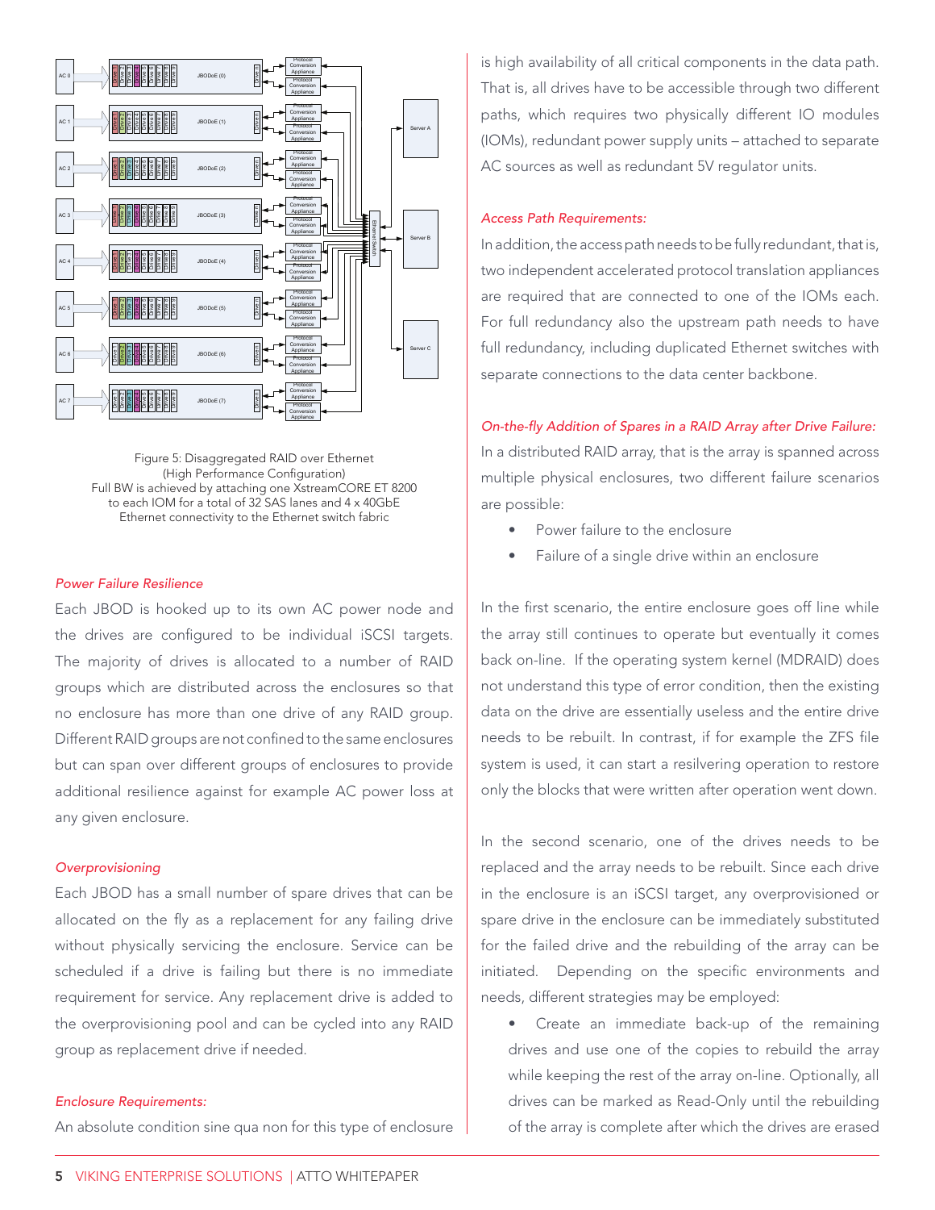Figure 5: Disaggregated RAID over Ethernet
(High Performance Configuration)
Full BW is achieved by attaching one XstreamCORE ET 8200 to each IOM for a total of 32 SAS lanes and 4 x 40GbE Ethernet connectivity to the Ethernet switch fabric

*Power Failure Resilience*

Each JBOD is hooked up to its own AC power node and the drives are configured to be individual iSCSI targets. The majority of drives is allocated to a number of RAID groups which are distributed across the enclosures so that no enclosure has more than one drive of any RAID group. Different RAID groups are not confined to the same enclosures but can span over different groups of enclosures to provide additional resilience against for example AC power loss at any given enclosure.

*Overprovisioning*

Each JBOD has a small number of spare drives that can be allocated on the fly as a replacement for any failing drive without physically servicing the enclosure. Service can be scheduled if a drive is failing but there is no immediate requirement for service. Any replacement drive is added to the overprovisioning pool and can be cycled into any RAID group as replacement drive if needed.

*Enclosure Requirements:*

An absolute condition sine qua non for this type of enclosure is high availability of all critical components in the data path. That is, all drives have to be accessible through two different paths, which requires two physically different IO modules (IOMs), redundant power supply units – attached to separate AC sources as well as redundant 5V regulator units.

*Access Path Requirements:*

In addition, the access path needs to be fully redundant, that is, two independent accelerated protocol translation appliances are required that are connected to one of the IOMs each. For full redundancy also the upstream path needs to have full redundancy, including duplicated Ethernet switches with separate connections to the data center backbone.

*On-the-fly Addition of Spares in a RAID Array after Drive Failure:*

In a distributed RAID array, that is the array is spanned across multiple physical enclosures, two different failure scenarios are possible:

- Power failure to the enclosure
- Failure of a single drive within an enclosure

In the first scenario, the entire enclosure goes off line while the array still continues to operate but eventually it comes back on-line. If the operating system kernel (MDRAID) does not understand this type of error condition, then the existing data on the drive are essentially useless and the entire drive needs to be rebuilt. In contrast, if for example the ZFS file system is used, it can start a resilvering operation to restore only the blocks that were written after operation went down.

In the second scenario, one of the drives needs to be replaced and the array needs to be rebuilt. Since each drive in the enclosure is an iSCSI target, any overprovisioned or spare drive in the enclosure can be immediately substituted for the failed drive and the rebuilding of the array can be initiated. Depending on the specific environments and needs, different strategies may be employed:

- Create an immediate back-up of the remaining drives and use one of the copies to rebuild the array while keeping the rest of the array on-line. Optionally, all drives can be marked as Read-Only until the rebuilding of the array is complete after which the drives are erased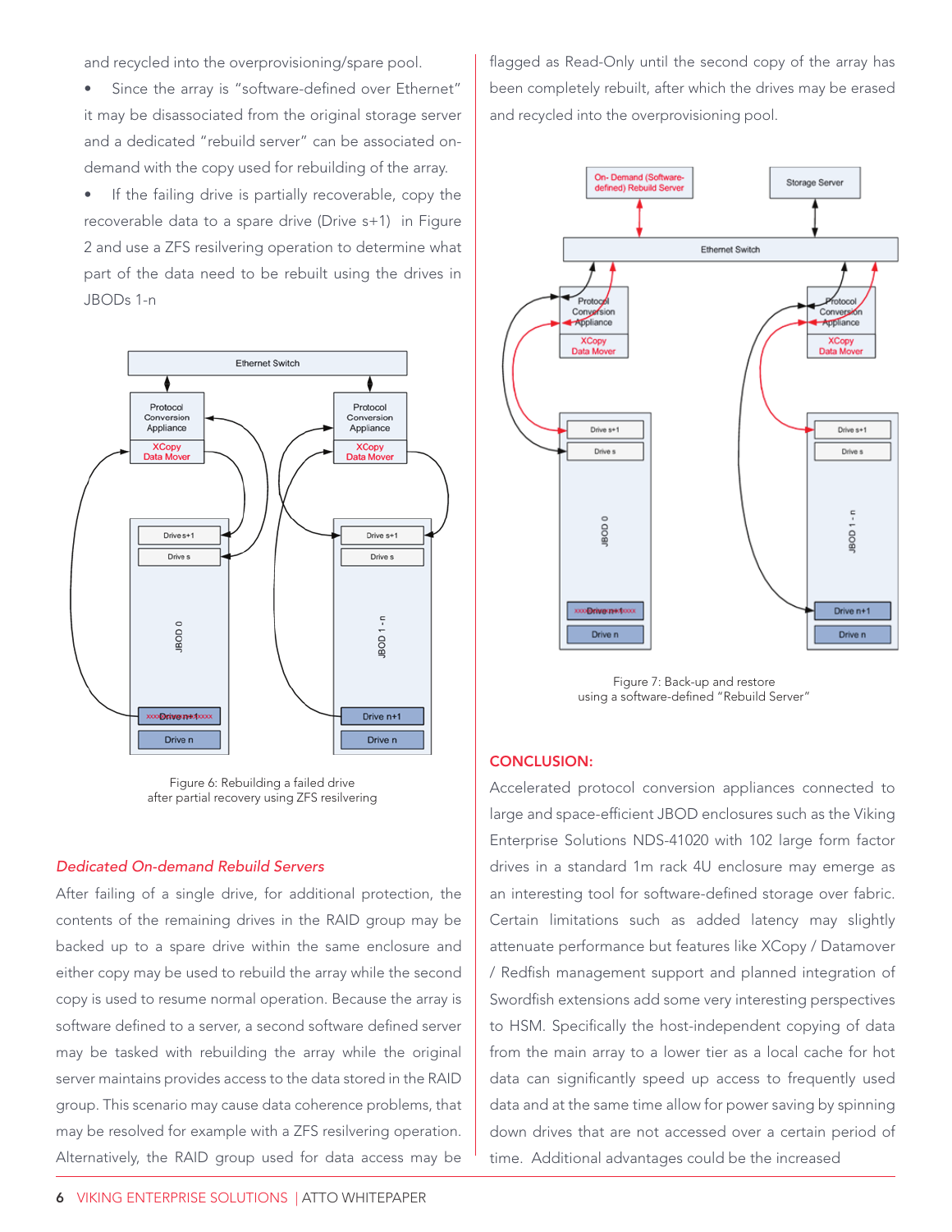and recycled into the overprovisioning/spare pool.

- Since the array is "software-defined over Ethernet" it may be disassociated from the original storage server and a dedicated "rebuild server" can be associated on-demand with the copy used for rebuilding of the array.
- If the failing drive is partially recoverable, copy the recoverable data to a spare drive (Drive s+1) in Figure 2 and use a ZFS resilvering operation to determine what part of the data need to be rebuilt using the drives in JBODs 1-n

Figure 6: Rebuilding a failed drive after partial recovery using ZFS resilvering

### *Dedicated On-demand Rebuild Servers*

After failing of a single drive, for additional protection, the contents of the remaining drives in the RAID group may be backed up to a spare drive within the same enclosure and either copy may be used to rebuild the array while the second copy is used to resume normal operation. Because the array is software defined to a server, a second software defined server may be tasked with rebuilding the array while the original server maintains provides access to the data stored in the RAID group. This scenario may cause data coherence problems, that may be resolved for example with a ZFS resilvering operation. Alternatively, the RAID group used for data access may be flagged as Read-Only until the second copy of the array has been completely rebuilt, after which the drives may be erased and recycled into the overprovisioning pool.

Figure 7: Back-up and restore using a software-defined "Rebuild Server"

## CONCLUSION:

Accelerated protocol conversion appliances connected to large and space-efficient JBOD enclosures such as the Viking Enterprise Solutions NDS-41020 with 102 large form factor drives in a standard 1m rack 4U enclosure may emerge as an interesting tool for software-defined storage over fabric. Certain limitations such as added latency may slightly attenuate performance but features like XCopy / Datamover / Redfish management support and planned integration of Swordfish extensions add some very interesting perspectives to HSM. Specifically the host-independent copying of data from the main array to a lower tier as a local cache for hot data can significantly speed up access to frequently used data and at the same time allow for power saving by spinning down drives that are not accessed over a certain period of time. Additional advantages could be the increased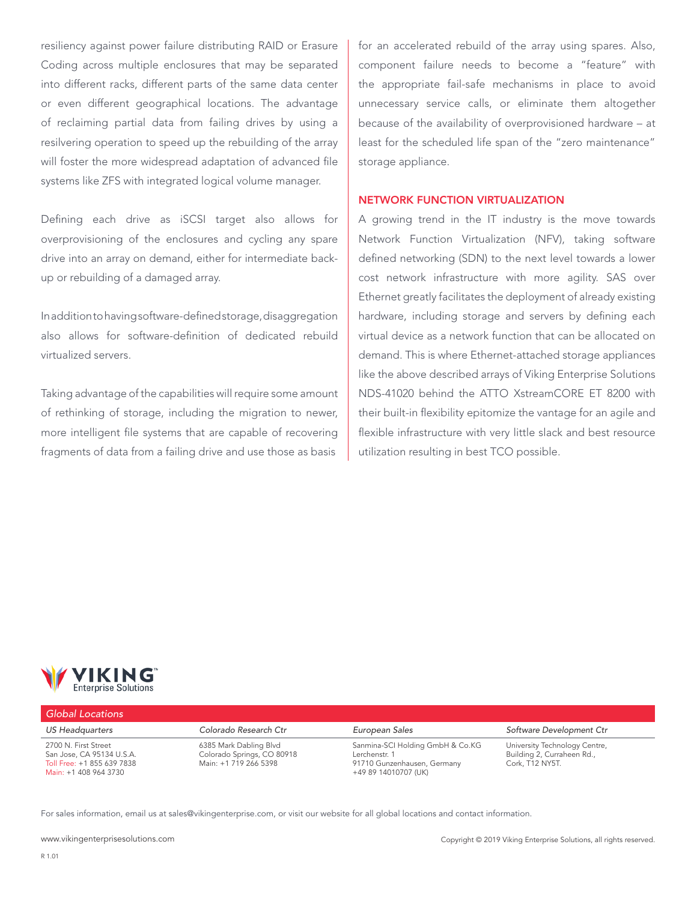resiliency against power failure distributing RAID or Erasure Coding across multiple enclosures that may be separated into different racks, different parts of the same data center or even different geographical locations. The advantage of reclaiming partial data from failing drives by using a resilvering operation to speed up the rebuilding of the array will foster the more widespread adaptation of advanced file systems like ZFS with integrated logical volume manager.

Defining each drive as iSCSI target also allows for overprovisioning of the enclosures and cycling any spare drive into an array on demand, either for intermediate back-up or rebuilding of a damaged array.

In addition to having software-defined storage, disaggregation also allows for software-definition of dedicated rebuild virtualized servers.

Taking advantage of the capabilities will require some amount of rethinking of storage, including the migration to newer, more intelligent file systems that are capable of recovering fragments of data from a failing drive and use those as basis for an accelerated rebuild of the array using spares. Also, component failure needs to become a "feature" with the appropriate fail-safe mechanisms in place to avoid unnecessary service calls, or eliminate them altogether because of the availability of overprovisioned hardware – at least for the scheduled life span of the "zero maintenance" storage appliance.

## NETWORK FUNCTION VIRTUALIZATION

A growing trend in the IT industry is the move towards Network Function Virtualization (NFV), taking software defined networking (SDN) to the next level towards a lower cost network infrastructure with more agility. SAS over Ethernet greatly facilitates the deployment of already existing hardware, including storage and servers by defining each virtual device as a network function that can be allocated on demand. This is where Ethernet-attached storage appliances like the above described arrays of Viking Enterprise Solutions NDS-41020 behind the ATTO XstreamCORE ET 8200 with their built-in flexibility epitomize the vantage for an agile and flexible infrastructure with very little slack and best resource utilization resulting in best TCO possible.

VIKING™ Enterprise Solutions

*Global Locations*

| *US Headquarters* | *Colorado Research Ctr* | *European Sales* | *Software Development Ctr* |
|---|---|---|---|
| 2700 N. First Street<br>San Jose, CA 95134 U.S.A.<br>Toll Free: +1 855 639 7838<br>Main: +1 408 964 3730 | 6385 Mark Dabling Blvd<br>Colorado Springs, CO 80918<br>Main: +1 719 266 5398 | Sanmina-SCI Holding GmbH & Co.KG<br>Lerchenstr. 1<br>91710 Gunzenhausen, Germany<br>+49 89 14010707 (UK) | University Technology Centre,<br>Building 2, Curraheen Rd.,<br>Cork, T12 NY5T. |

For sales information, email us at sales@vikingenterprise.com, or visit our website for all global locations and contact information.

www.vikingenterprisesolutions.com

Copyright © 2019 Viking Enterprise Solutions, all rights reserved.

R 1.01